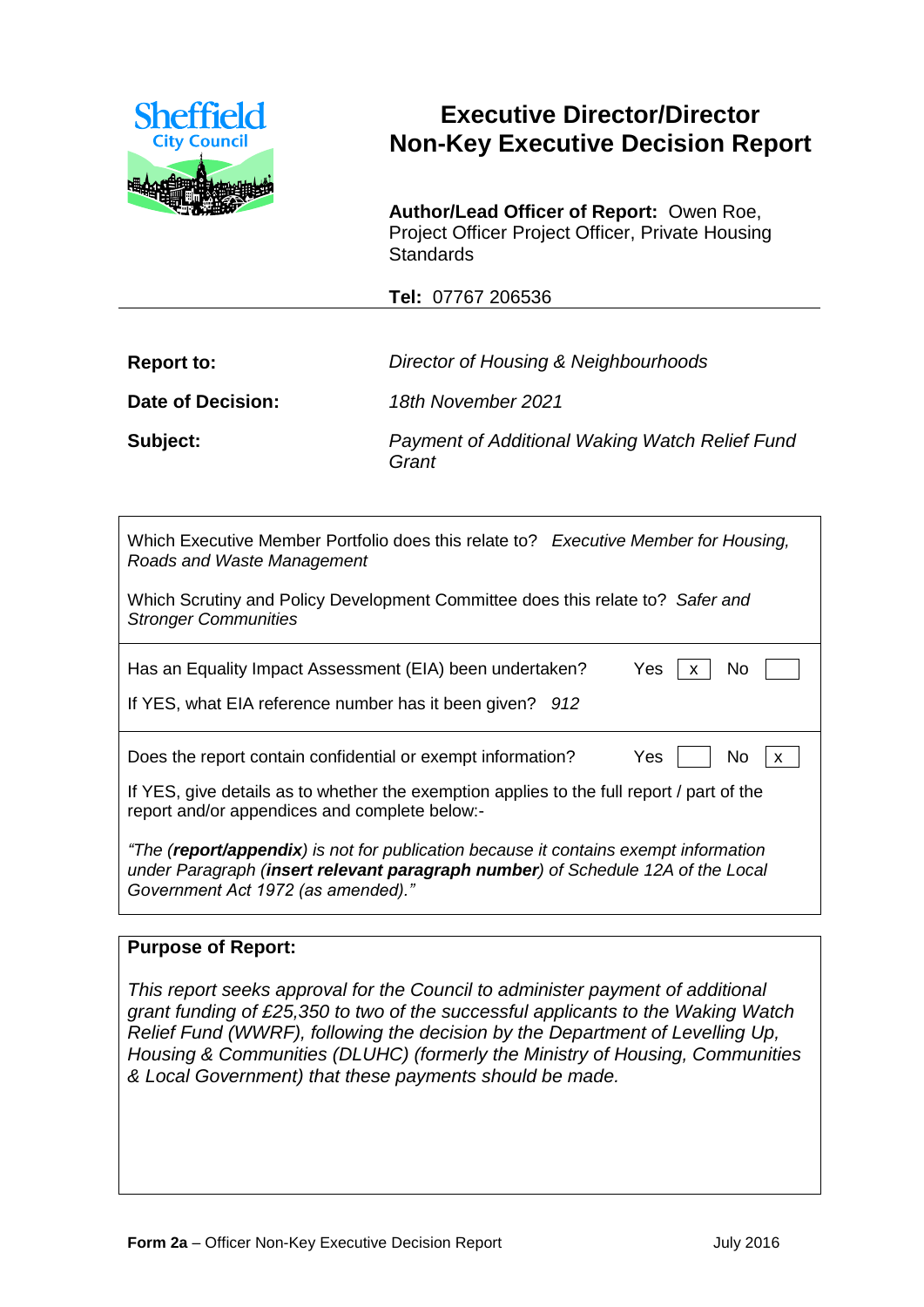Sheffield City Council

# Executive Director/Director Non-Key Executive Decision Report

**Author/Lead Officer of Report:** Owen Roe, Project Officer Project Officer, Private Housing Standards

**Tel:** 07767 206536

| | |
|---|---|
| **Report to:** | *Director of Housing & Neighbourhoods* |
| **Date of Decision:** | *18th November 2021* |
| **Subject:** | *Payment of Additional Waking Watch Relief Fund Grant* |

Which Executive Member Portfolio does this relate to? *Executive Member for Housing, Roads and Waste Management*

Which Scrutiny and Policy Development Committee does this relate to? *Safer and Stronger Communities*

Has an Equality Impact Assessment (EIA) been undertaken? Yes [x] No [ ]

If YES, what EIA reference number has it been given? *912*

Does the report contain confidential or exempt information? Yes [ ] No [x]

If YES, give details as to whether the exemption applies to the full report / part of the report and/or appendices and complete below:-

*"The (**report/appendix**) is not for publication because it contains exempt information under Paragraph (**insert relevant paragraph number**) of Schedule 12A of the Local Government Act 1972 (as amended)."*

**Purpose of Report:**

*This report seeks approval for the Council to administer payment of additional grant funding of £25,350 to two of the successful applicants to the Waking Watch Relief Fund (WWRF), following the decision by the Department of Levelling Up, Housing & Communities (DLUHC) (formerly the Ministry of Housing, Communities & Local Government) that these payments should be made.*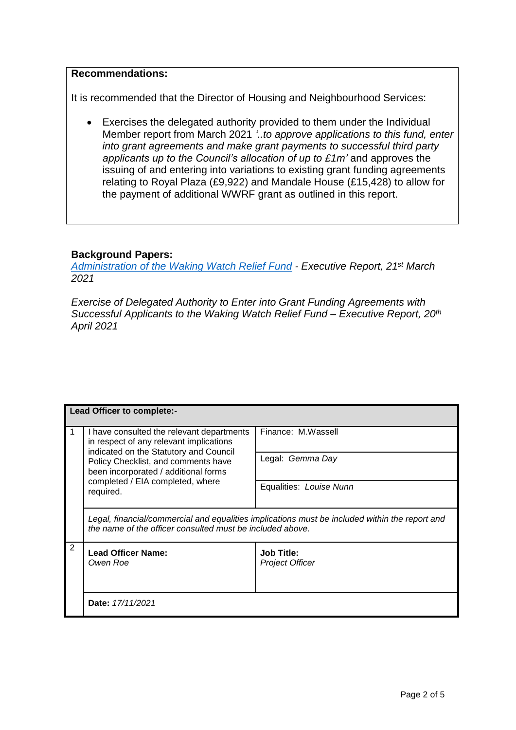**Recommendations:**

It is recommended that the Director of Housing and Neighbourhood Services:

- Exercises the delegated authority provided to them under the Individual Member report from March 2021 *'..to approve applications to this fund, enter into grant agreements and make grant payments to successful third party applicants up to the Council's allocation of up to £1m'* and approves the issuing of and entering into variations to existing grant funding agreements relating to Royal Plaza (£9,922) and Mandale House (£15,428) to allow for the payment of additional WWRF grant as outlined in this report.

**Background Papers:**

*Administration of the Waking Watch Relief Fund - Executive Report, 21st March 2021*

*Exercise of Delegated Authority to Enter into Grant Funding Agreements with Successful Applicants to the Waking Watch Relief Fund – Executive Report, 20th April 2021*

| **Lead Officer to complete:-** | | |
|---|---|---|
| 1 | I have consulted the relevant departments in respect of any relevant implications indicated on the Statutory and Council Policy Checklist, and comments have been incorporated / additional forms completed / EIA completed, where required. | Finance: M.Wassell<br>Legal: *Gemma Day*<br>Equalities: *Louise Nunn* |
| | *Legal, financial/commercial and equalities implications must be included within the report and the name of the officer consulted must be included above.* | |
| 2 | **Lead Officer Name:** *Owen Roe* | **Job Title:** *Project Officer* |
| | **Date:** *17/11/2021* | |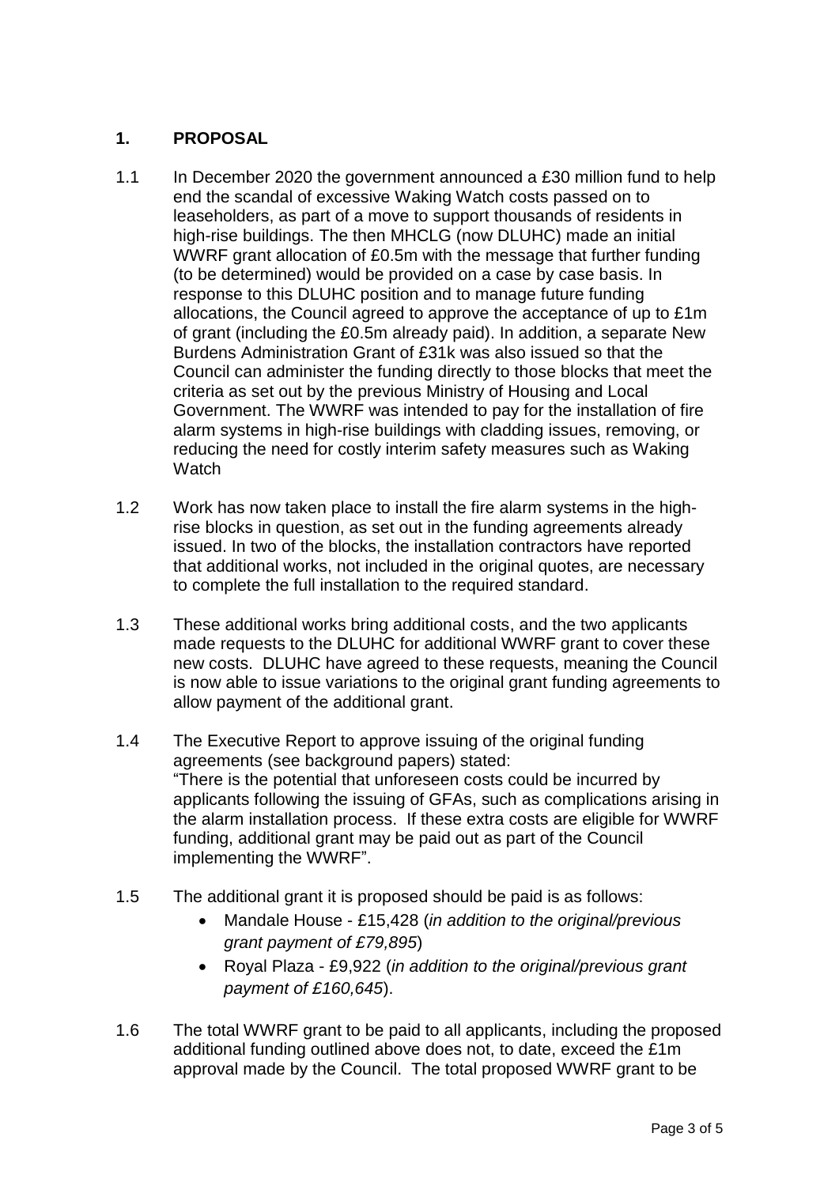## 1. PROPOSAL

1.1 In December 2020 the government announced a £30 million fund to help end the scandal of excessive Waking Watch costs passed on to leaseholders, as part of a move to support thousands of residents in high-rise buildings. The then MHCLG (now DLUHC) made an initial WWRF grant allocation of £0.5m with the message that further funding (to be determined) would be provided on a case by case basis. In response to this DLUHC position and to manage future funding allocations, the Council agreed to approve the acceptance of up to £1m of grant (including the £0.5m already paid). In addition, a separate New Burdens Administration Grant of £31k was also issued so that the Council can administer the funding directly to those blocks that meet the criteria as set out by the previous Ministry of Housing and Local Government. The WWRF was intended to pay for the installation of fire alarm systems in high-rise buildings with cladding issues, removing, or reducing the need for costly interim safety measures such as Waking Watch

1.2 Work has now taken place to install the fire alarm systems in the high-rise blocks in question, as set out in the funding agreements already issued. In two of the blocks, the installation contractors have reported that additional works, not included in the original quotes, are necessary to complete the full installation to the required standard.

1.3 These additional works bring additional costs, and the two applicants made requests to the DLUHC for additional WWRF grant to cover these new costs. DLUHC have agreed to these requests, meaning the Council is now able to issue variations to the original grant funding agreements to allow payment of the additional grant.

1.4 The Executive Report to approve issuing of the original funding agreements (see background papers) stated:
"There is the potential that unforeseen costs could be incurred by applicants following the issuing of GFAs, such as complications arising in the alarm installation process. If these extra costs are eligible for WWRF funding, additional grant may be paid out as part of the Council implementing the WWRF".

1.5 The additional grant it is proposed should be paid is as follows:

- Mandale House - £15,428 (*in addition to the original/previous grant payment of £79,895*)
- Royal Plaza - £9,922 (*in addition to the original/previous grant payment of £160,645*).

1.6 The total WWRF grant to be paid to all applicants, including the proposed additional funding outlined above does not, to date, exceed the £1m approval made by the Council. The total proposed WWRF grant to be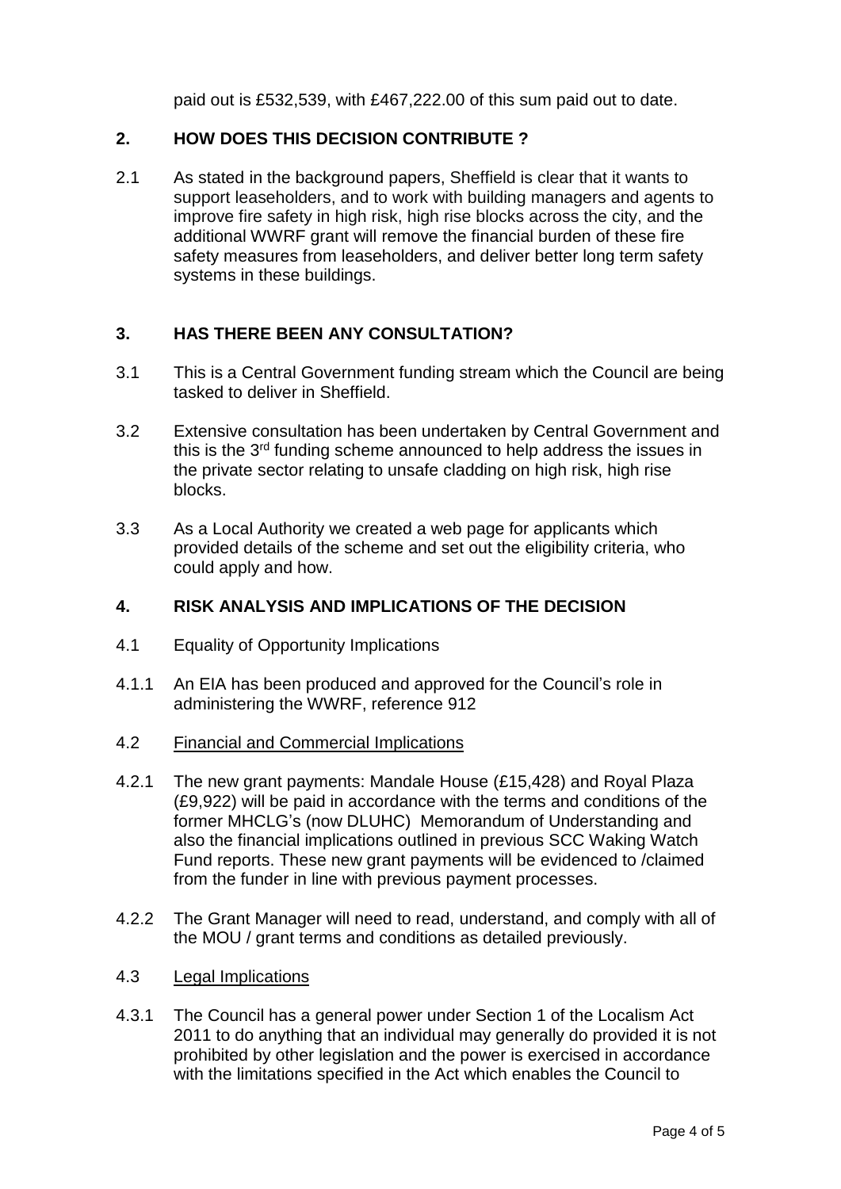paid out is £532,539, with £467,222.00 of this sum paid out to date.

## 2. HOW DOES THIS DECISION CONTRIBUTE ?

2.1 As stated in the background papers, Sheffield is clear that it wants to support leaseholders, and to work with building managers and agents to improve fire safety in high risk, high rise blocks across the city, and the additional WWRF grant will remove the financial burden of these fire safety measures from leaseholders, and deliver better long term safety systems in these buildings.

## 3. HAS THERE BEEN ANY CONSULTATION?

3.1 This is a Central Government funding stream which the Council are being tasked to deliver in Sheffield.

3.2 Extensive consultation has been undertaken by Central Government and this is the 3rd funding scheme announced to help address the issues in the private sector relating to unsafe cladding on high risk, high rise blocks.

3.3 As a Local Authority we created a web page for applicants which provided details of the scheme and set out the eligibility criteria, who could apply and how.

## 4. RISK ANALYSIS AND IMPLICATIONS OF THE DECISION

4.1 Equality of Opportunity Implications

4.1.1 An EIA has been produced and approved for the Council's role in administering the WWRF, reference 912

4.2 Financial and Commercial Implications

4.2.1 The new grant payments: Mandale House (£15,428) and Royal Plaza (£9,922) will be paid in accordance with the terms and conditions of the former MHCLG's (now DLUHC) Memorandum of Understanding and also the financial implications outlined in previous SCC Waking Watch Fund reports. These new grant payments will be evidenced to /claimed from the funder in line with previous payment processes.

4.2.2 The Grant Manager will need to read, understand, and comply with all of the MOU / grant terms and conditions as detailed previously.

4.3 Legal Implications

4.3.1 The Council has a general power under Section 1 of the Localism Act 2011 to do anything that an individual may generally do provided it is not prohibited by other legislation and the power is exercised in accordance with the limitations specified in the Act which enables the Council to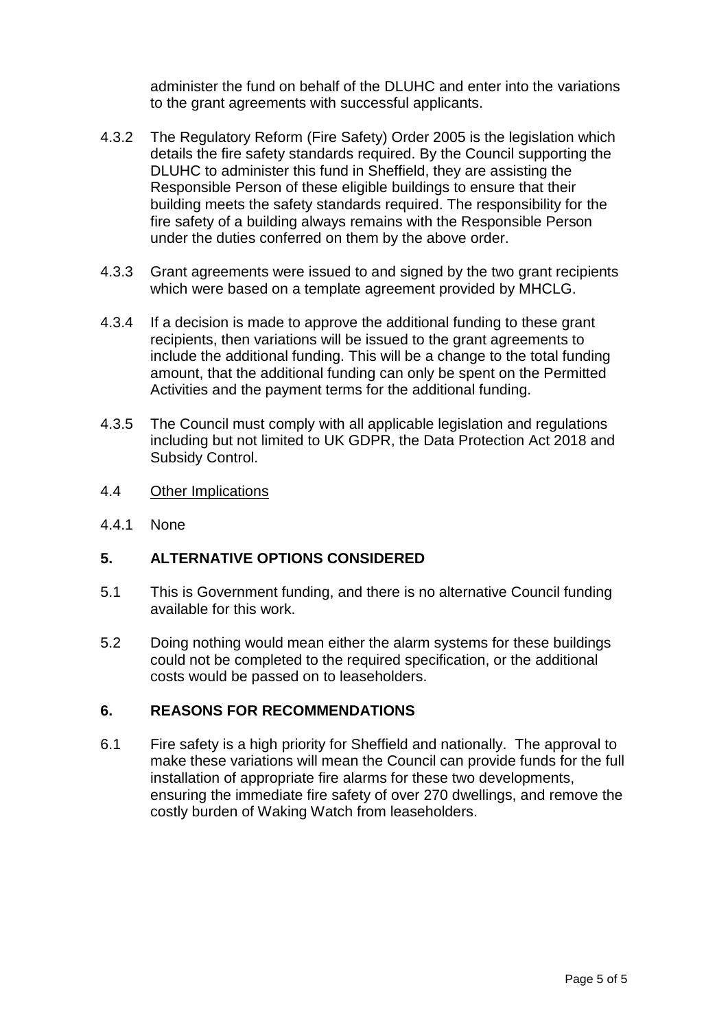administer the fund on behalf of the DLUHC and enter into the variations to the grant agreements with successful applicants.

4.3.2 The Regulatory Reform (Fire Safety) Order 2005 is the legislation which details the fire safety standards required. By the Council supporting the DLUHC to administer this fund in Sheffield, they are assisting the Responsible Person of these eligible buildings to ensure that their building meets the safety standards required. The responsibility for the fire safety of a building always remains with the Responsible Person under the duties conferred on them by the above order.

4.3.3 Grant agreements were issued to and signed by the two grant recipients which were based on a template agreement provided by MHCLG.

4.3.4 If a decision is made to approve the additional funding to these grant recipients, then variations will be issued to the grant agreements to include the additional funding. This will be a change to the total funding amount, that the additional funding can only be spent on the Permitted Activities and the payment terms for the additional funding.

4.3.5 The Council must comply with all applicable legislation and regulations including but not limited to UK GDPR, the Data Protection Act 2018 and Subsidy Control.

4.4 Other Implications

4.4.1 None

## 5. ALTERNATIVE OPTIONS CONSIDERED

5.1 This is Government funding, and there is no alternative Council funding available for this work.

5.2 Doing nothing would mean either the alarm systems for these buildings could not be completed to the required specification, or the additional costs would be passed on to leaseholders.

## 6. REASONS FOR RECOMMENDATIONS

6.1 Fire safety is a high priority for Sheffield and nationally. The approval to make these variations will mean the Council can provide funds for the full installation of appropriate fire alarms for these two developments, ensuring the immediate fire safety of over 270 dwellings, and remove the costly burden of Waking Watch from leaseholders.